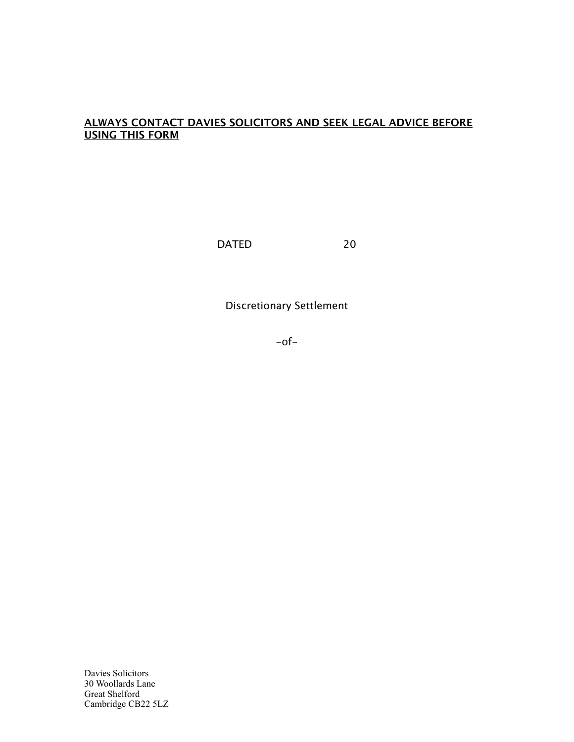**<u>ALWAYS CONTACT DAVIES SOLICITORS AND SEEK LEGAL ADVICE BEFORE USING THIS FORM</u>**

DATED 20

Discretionary Settlement

-of-

Davies Solicitors
30 Woollards Lane
Great Shelford
Cambridge CB22 5LZ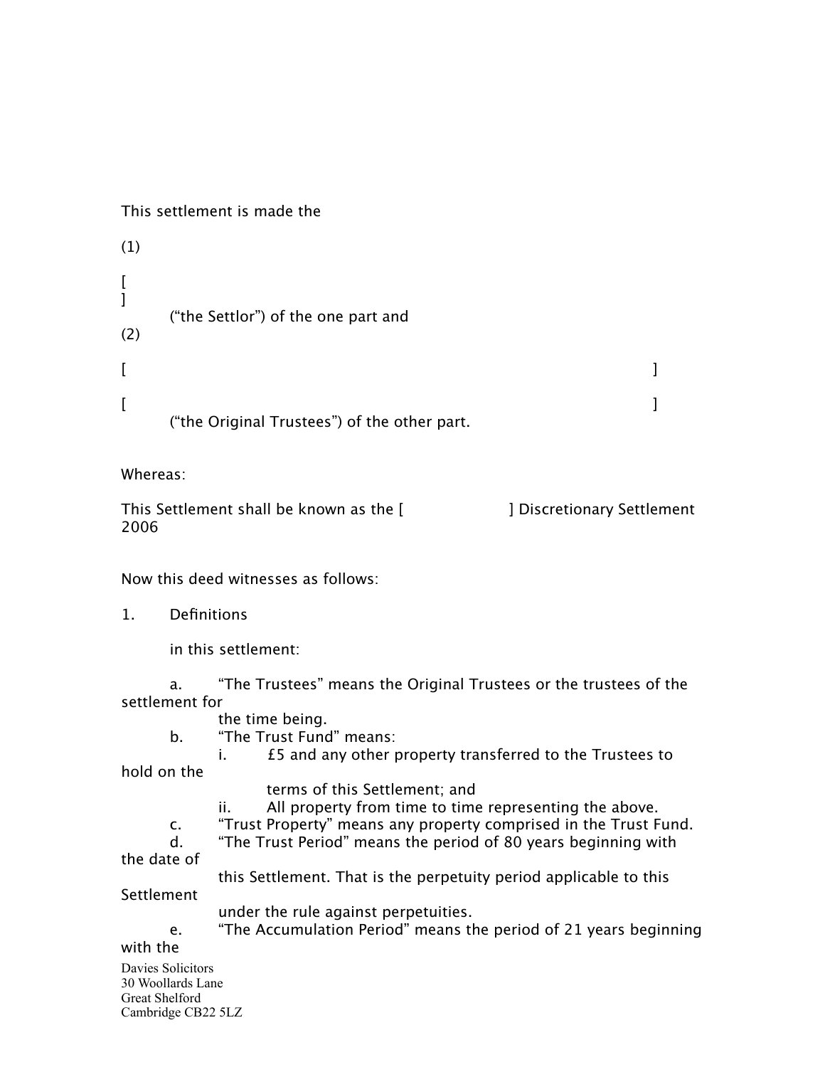This settlement is made the

(1)

[
]
("the Settlor") of the one part and

(2)

[ ]

[ ]
("the Original Trustees") of the other part.

Whereas:

This Settlement shall be known as the [ ] Discretionary Settlement 2006

Now this deed witnesses as follows:

1. Definitions

in this settlement:

a. "The Trustees" means the Original Trustees or the trustees of the settlement for the time being.

b. "The Trust Fund" means:

   i. £5 and any other property transferred to the Trustees to hold on the terms of this Settlement; and

   ii. All property from time to time representing the above.

c. "Trust Property" means any property comprised in the Trust Fund.

d. "The Trust Period" means the period of 80 years beginning with the date of this Settlement. That is the perpetuity period applicable to this Settlement under the rule against perpetuities.

e. "The Accumulation Period" means the period of 21 years beginning with the

Davies Solicitors
30 Woollards Lane
Great Shelford
Cambridge CB22 5LZ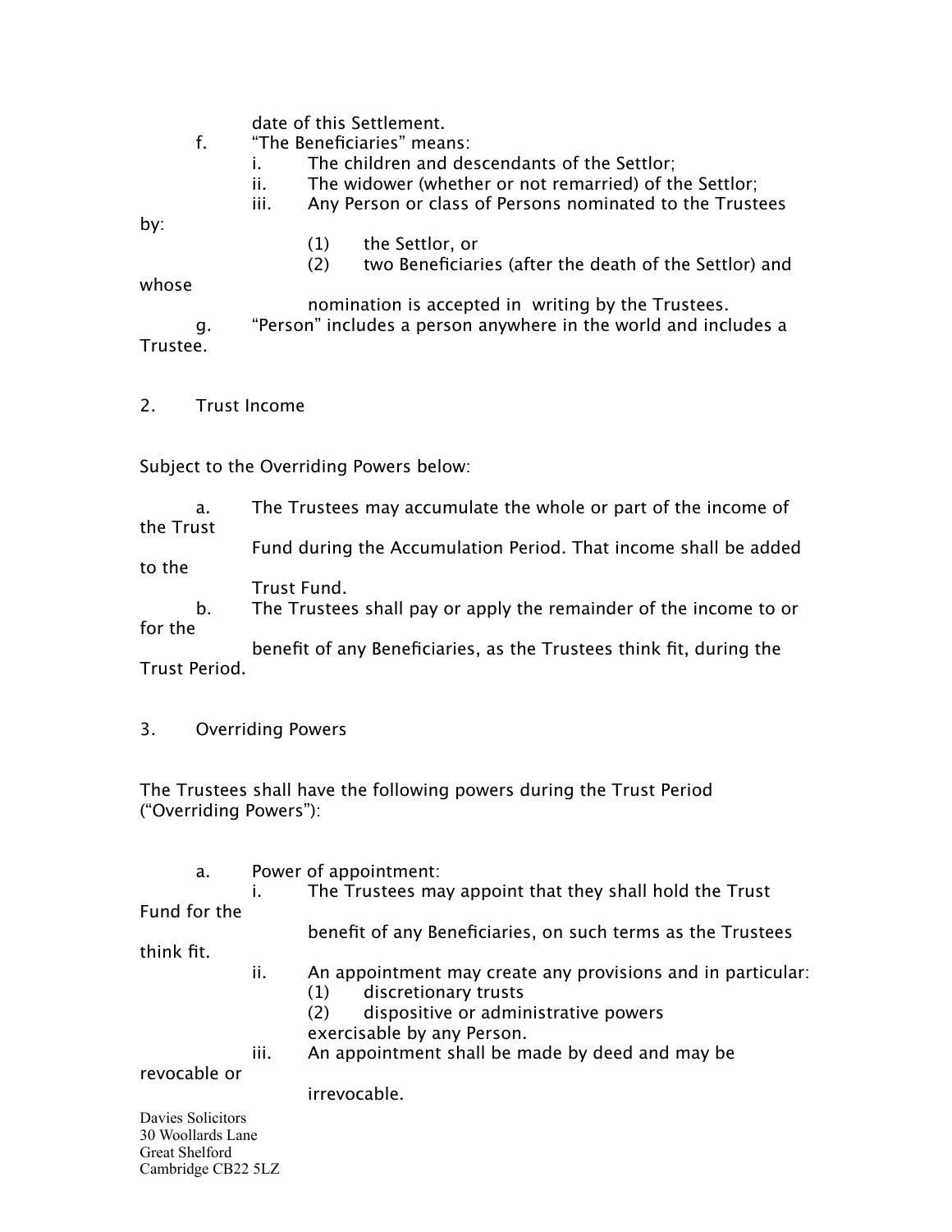date of this Settlement.

f. "The Beneficiaries" means:
   i. The children and descendants of the Settlor;
   ii. The widower (whether or not remarried) of the Settlor;
   iii. Any Person or class of Persons nominated to the Trustees by:
      (1) the Settlor, or
      (2) two Beneficiaries (after the death of the Settlor) and whose

      nomination is accepted in writing by the Trustees.

g. "Person" includes a person anywhere in the world and includes a Trustee.

## 2. Trust Income

Subject to the Overriding Powers below:

a. The Trustees may accumulate the whole or part of the income of the Trust Fund during the Accumulation Period. That income shall be added to the Trust Fund.

b. The Trustees shall pay or apply the remainder of the income to or for the benefit of any Beneficiaries, as the Trustees think fit, during the Trust Period.

## 3. Overriding Powers

The Trustees shall have the following powers during the Trust Period ("Overriding Powers"):

a. Power of appointment:
   i. The Trustees may appoint that they shall hold the Trust Fund for the benefit of any Beneficiaries, on such terms as the Trustees think fit.
   ii. An appointment may create any provisions and in particular:
      (1) discretionary trusts
      (2) dispositive or administrative powers

      exercisable by any Person.
   iii. An appointment shall be made by deed and may be revocable or irrevocable.

Davies Solicitors
30 Woollards Lane
Great Shelford
Cambridge CB22 5LZ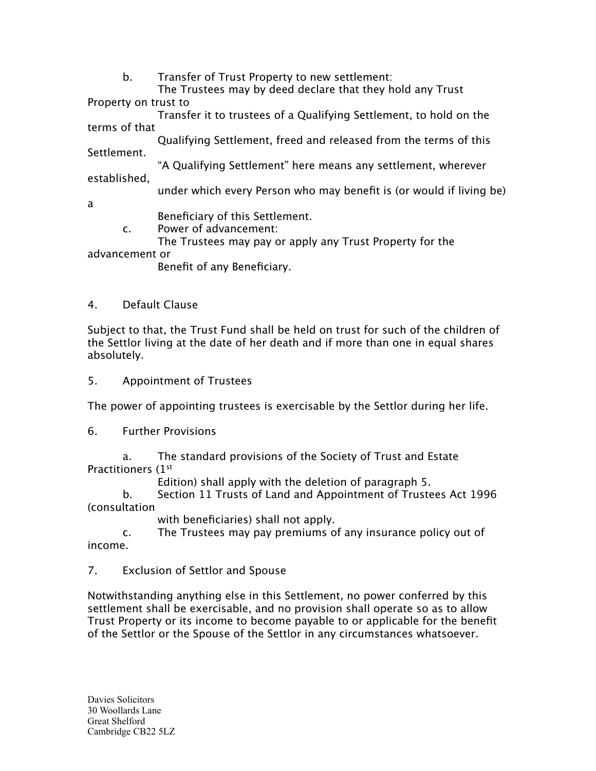b. Transfer of Trust Property to new settlement:
   The Trustees may by deed declare that they hold any Trust Property on trust to Transfer it to trustees of a Qualifying Settlement, to hold on the terms of that Qualifying Settlement, freed and released from the terms of this Settlement.
   "A Qualifying Settlement" here means any settlement, wherever established, under which every Person who may benefit is (or would if living be) a Beneficiary of this Settlement.

c. Power of advancement:
   The Trustees may pay or apply any Trust Property for the advancement or Benefit of any Beneficiary.

4. Default Clause

Subject to that, the Trust Fund shall be held on trust for such of the children of the Settlor living at the date of her death and if more than one in equal shares absolutely.

5. Appointment of Trustees

The power of appointing trustees is exercisable by the Settlor during her life.

6. Further Provisions

a. The standard provisions of the Society of Trust and Estate Practitioners (1st Edition) shall apply with the deletion of paragraph 5.

b. Section 11 Trusts of Land and Appointment of Trustees Act 1996 (consultation with beneficiaries) shall not apply.

c. The Trustees may pay premiums of any insurance policy out of income.

7. Exclusion of Settlor and Spouse

Notwithstanding anything else in this Settlement, no power conferred by this settlement shall be exercisable, and no provision shall operate so as to allow Trust Property or its income to become payable to or applicable for the benefit of the Settlor or the Spouse of the Settlor in any circumstances whatsoever.

Davies Solicitors
30 Woollards Lane
Great Shelford
Cambridge CB22 5LZ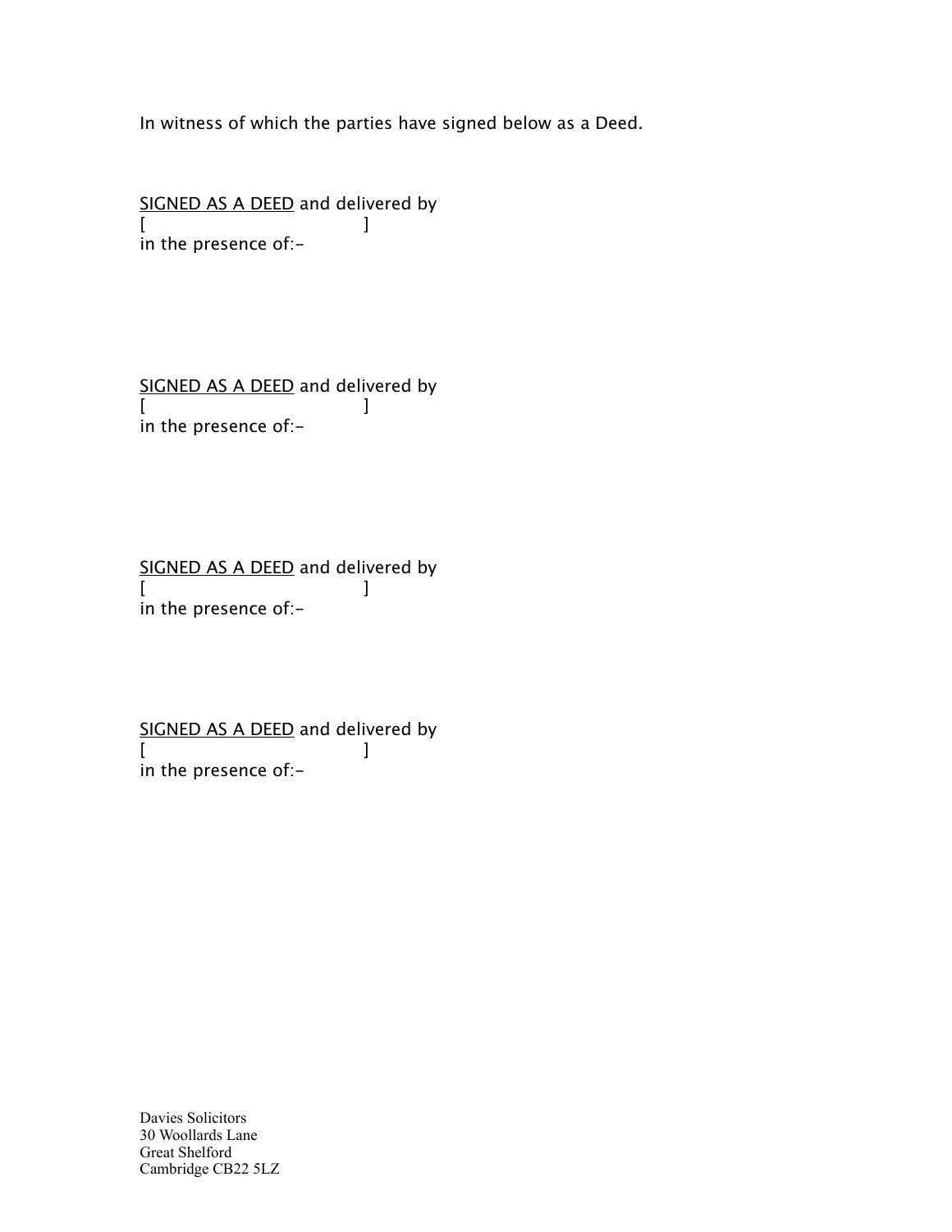In witness of which the parties have signed below as a Deed.

<u>SIGNED AS A DEED</u> and delivered by
[ ]
in the presence of:-

<u>SIGNED AS A DEED</u> and delivered by
[ ]
in the presence of:-

<u>SIGNED AS A DEED</u> and delivered by
[ ]
in the presence of:-

<u>SIGNED AS A DEED</u> and delivered by
[ ]
in the presence of:-

Davies Solicitors
30 Woollards Lane
Great Shelford
Cambridge CB22 5LZ